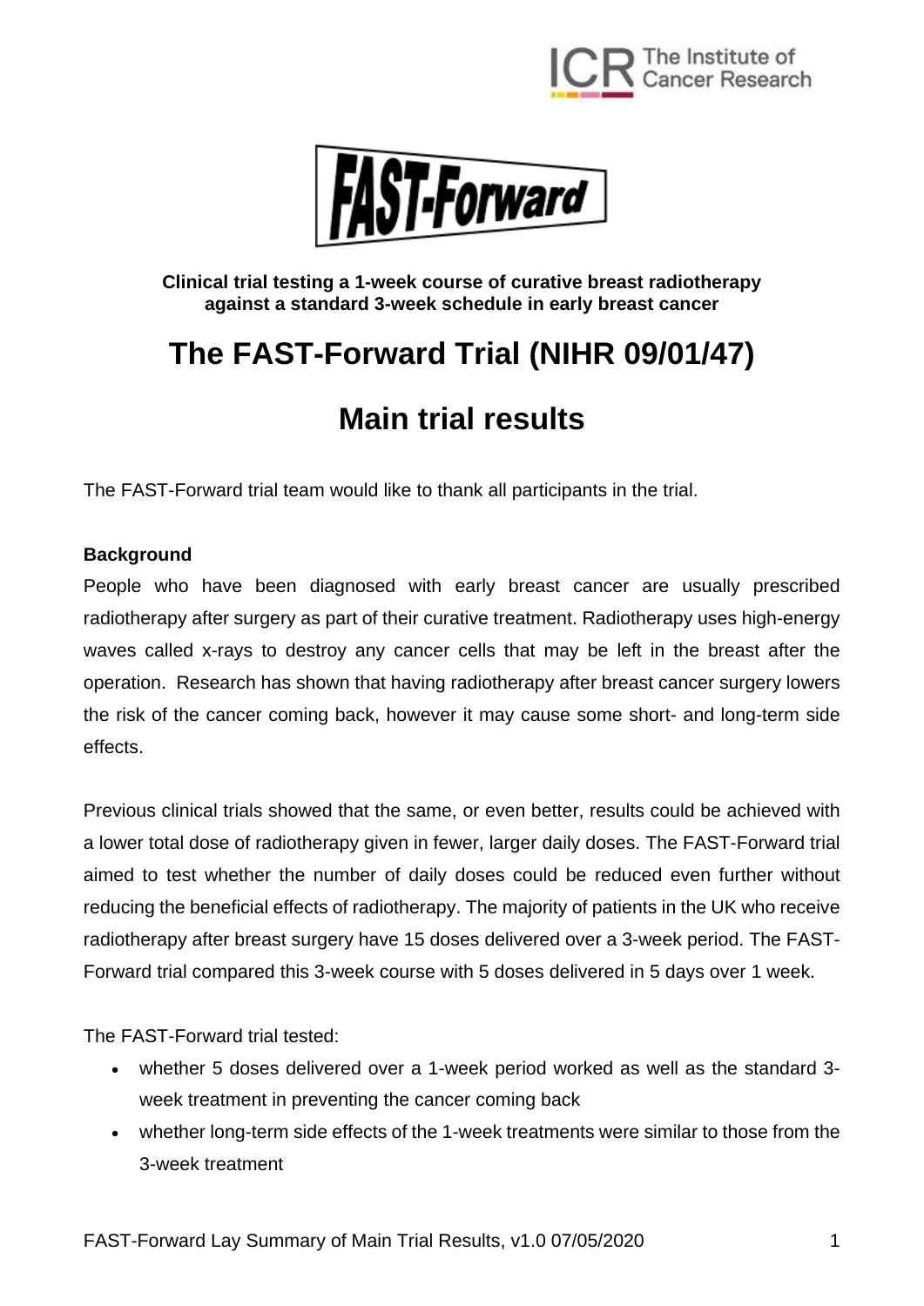**Clinical trial testing a 1-week course of curative breast radiotherapy against a standard 3-week schedule in early breast cancer**

# The FAST-Forward Trial (NIHR 09/01/47)

# Main trial results

The FAST-Forward trial team would like to thank all participants in the trial.

**Background**

People who have been diagnosed with early breast cancer are usually prescribed radiotherapy after surgery as part of their curative treatment. Radiotherapy uses high-energy waves called x-rays to destroy any cancer cells that may be left in the breast after the operation. Research has shown that having radiotherapy after breast cancer surgery lowers the risk of the cancer coming back, however it may cause some short- and long-term side effects.

Previous clinical trials showed that the same, or even better, results could be achieved with a lower total dose of radiotherapy given in fewer, larger daily doses. The FAST-Forward trial aimed to test whether the number of daily doses could be reduced even further without reducing the beneficial effects of radiotherapy. The majority of patients in the UK who receive radiotherapy after breast surgery have 15 doses delivered over a 3-week period. The FAST-Forward trial compared this 3-week course with 5 doses delivered in 5 days over 1 week.

The FAST-Forward trial tested:

- whether 5 doses delivered over a 1-week period worked as well as the standard 3-week treatment in preventing the cancer coming back
- whether long-term side effects of the 1-week treatments were similar to those from the 3-week treatment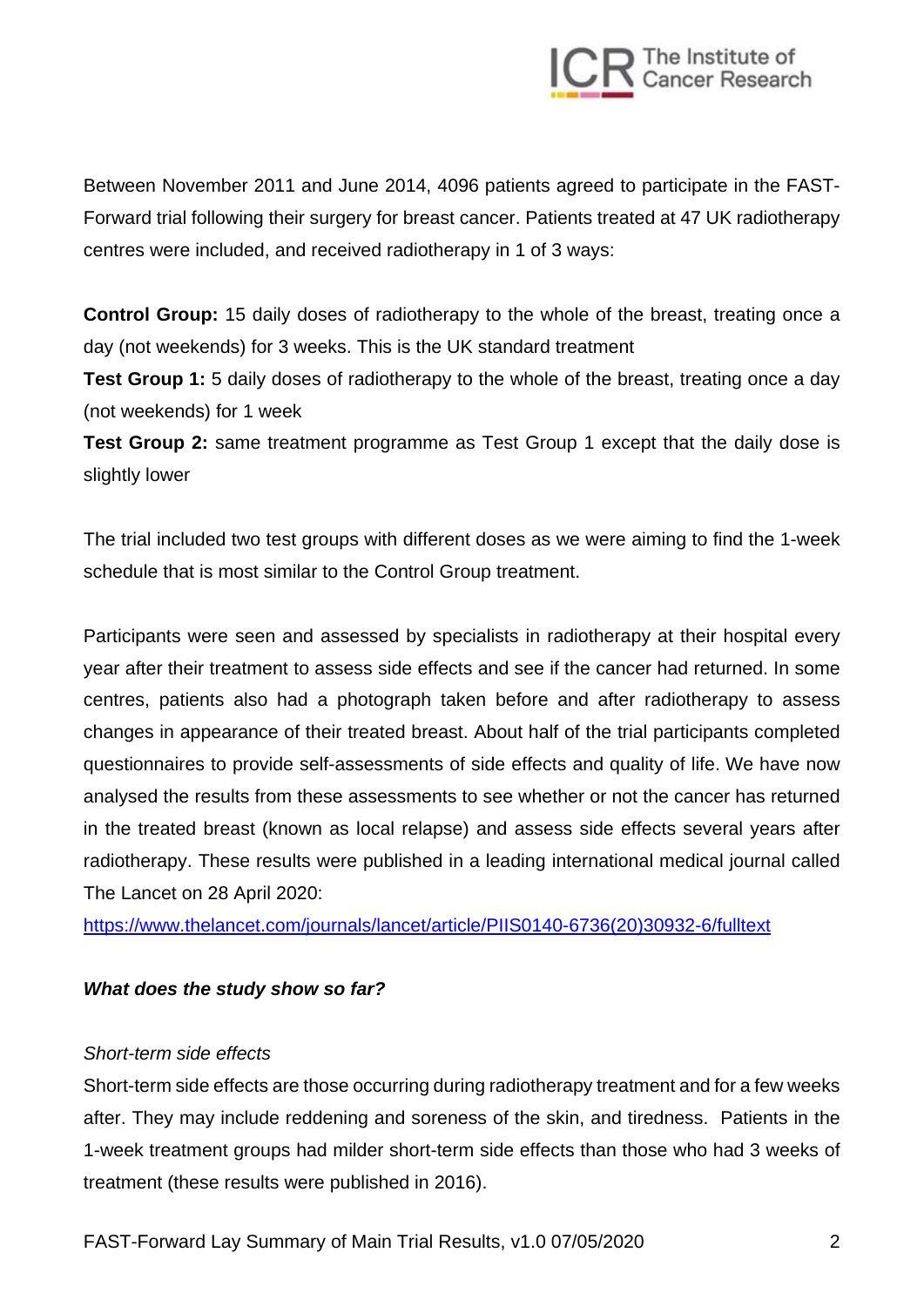Between November 2011 and June 2014, 4096 patients agreed to participate in the FAST-Forward trial following their surgery for breast cancer. Patients treated at 47 UK radiotherapy centres were included, and received radiotherapy in 1 of 3 ways:

**Control Group:** 15 daily doses of radiotherapy to the whole of the breast, treating once a day (not weekends) for 3 weeks. This is the UK standard treatment

**Test Group 1:** 5 daily doses of radiotherapy to the whole of the breast, treating once a day (not weekends) for 1 week

**Test Group 2:** same treatment programme as Test Group 1 except that the daily dose is slightly lower

The trial included two test groups with different doses as we were aiming to find the 1-week schedule that is most similar to the Control Group treatment.

Participants were seen and assessed by specialists in radiotherapy at their hospital every year after their treatment to assess side effects and see if the cancer had returned. In some centres, patients also had a photograph taken before and after radiotherapy to assess changes in appearance of their treated breast. About half of the trial participants completed questionnaires to provide self-assessments of side effects and quality of life. We have now analysed the results from these assessments to see whether or not the cancer has returned in the treated breast (known as local relapse) and assess side effects several years after radiotherapy. These results were published in a leading international medical journal called The Lancet on 28 April 2020:
https://www.thelancet.com/journals/lancet/article/PIIS0140-6736(20)30932-6/fulltext

***What does the study show so far?***

*Short-term side effects*

Short-term side effects are those occurring during radiotherapy treatment and for a few weeks after. They may include reddening and soreness of the skin, and tiredness. Patients in the 1-week treatment groups had milder short-term side effects than those who had 3 weeks of treatment (these results were published in 2016).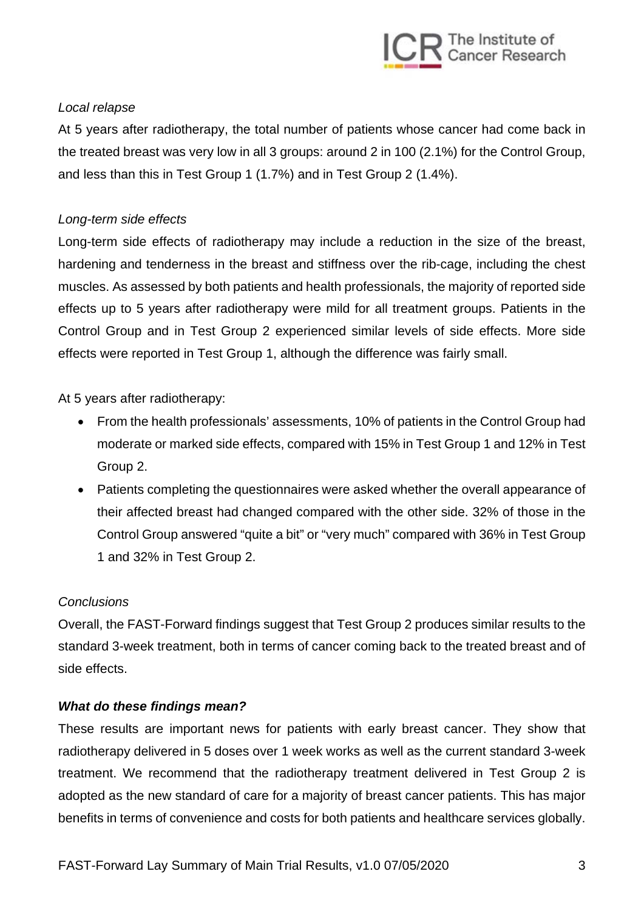*Local relapse*

At 5 years after radiotherapy, the total number of patients whose cancer had come back in the treated breast was very low in all 3 groups: around 2 in 100 (2.1%) for the Control Group, and less than this in Test Group 1 (1.7%) and in Test Group 2 (1.4%).

*Long-term side effects*

Long-term side effects of radiotherapy may include a reduction in the size of the breast, hardening and tenderness in the breast and stiffness over the rib-cage, including the chest muscles. As assessed by both patients and health professionals, the majority of reported side effects up to 5 years after radiotherapy were mild for all treatment groups. Patients in the Control Group and in Test Group 2 experienced similar levels of side effects. More side effects were reported in Test Group 1, although the difference was fairly small.

At 5 years after radiotherapy:

- From the health professionals' assessments, 10% of patients in the Control Group had moderate or marked side effects, compared with 15% in Test Group 1 and 12% in Test Group 2.
- Patients completing the questionnaires were asked whether the overall appearance of their affected breast had changed compared with the other side. 32% of those in the Control Group answered "quite a bit" or "very much" compared with 36% in Test Group 1 and 32% in Test Group 2.

*Conclusions*

Overall, the FAST-Forward findings suggest that Test Group 2 produces similar results to the standard 3-week treatment, both in terms of cancer coming back to the treated breast and of side effects.

***What do these findings mean?***

These results are important news for patients with early breast cancer. They show that radiotherapy delivered in 5 doses over 1 week works as well as the current standard 3-week treatment. We recommend that the radiotherapy treatment delivered in Test Group 2 is adopted as the new standard of care for a majority of breast cancer patients. This has major benefits in terms of convenience and costs for both patients and healthcare services globally.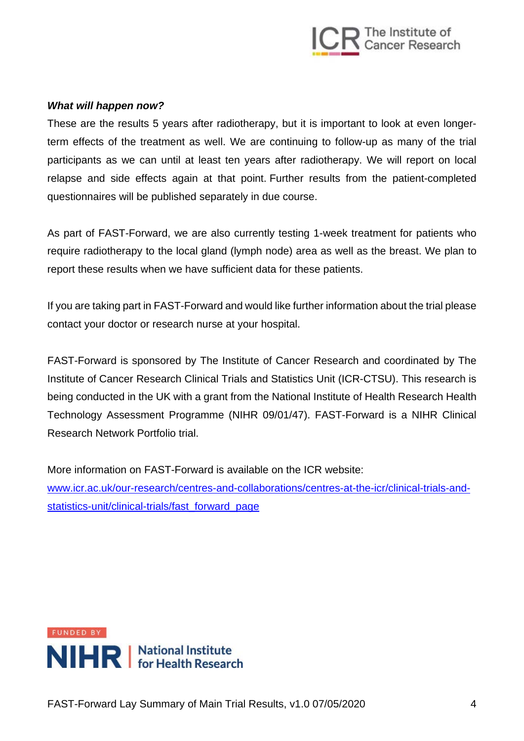***What will happen now?***

These are the results 5 years after radiotherapy, but it is important to look at even longer-term effects of the treatment as well. We are continuing to follow-up as many of the trial participants as we can until at least ten years after radiotherapy. We will report on local relapse and side effects again at that point. Further results from the patient-completed questionnaires will be published separately in due course.

As part of FAST-Forward, we are also currently testing 1-week treatment for patients who require radiotherapy to the local gland (lymph node) area as well as the breast. We plan to report these results when we have sufficient data for these patients.

If you are taking part in FAST-Forward and would like further information about the trial please contact your doctor or research nurse at your hospital.

FAST-Forward is sponsored by The Institute of Cancer Research and coordinated by The Institute of Cancer Research Clinical Trials and Statistics Unit (ICR-CTSU). This research is being conducted in the UK with a grant from the National Institute of Health Research Health Technology Assessment Programme (NIHR 09/01/47). FAST-Forward is a NIHR Clinical Research Network Portfolio trial.

More information on FAST-Forward is available on the ICR website:
[www.icr.ac.uk/our-research/centres-and-collaborations/centres-at-the-icr/clinical-trials-and-statistics-unit/clinical-trials/fast_forward_page](www.icr.ac.uk/our-research/centres-and-collaborations/centres-at-the-icr/clinical-trials-and-statistics-unit/clinical-trials/fast_forward_page)

FUNDED BY

NIHR | National Institute for Health Research